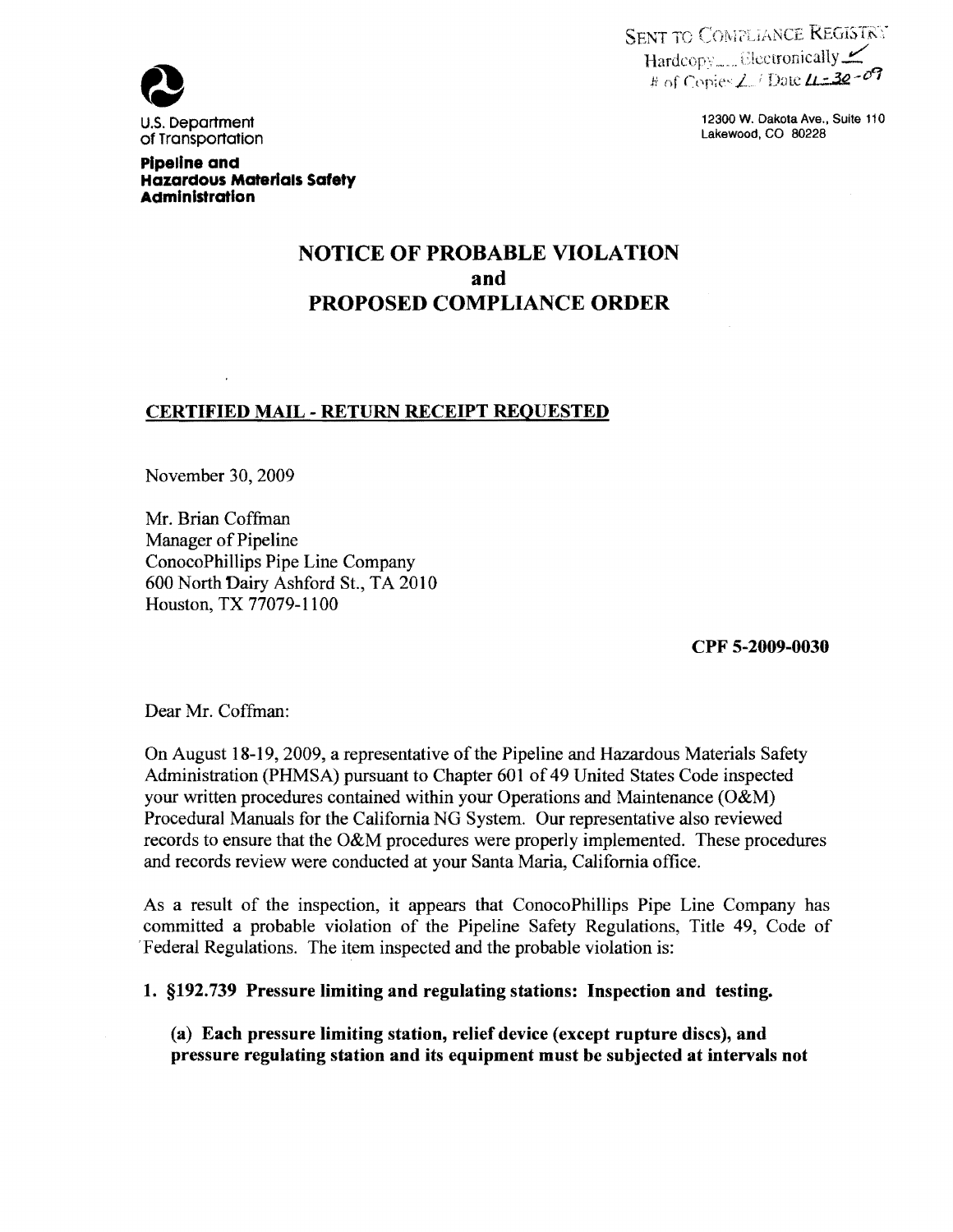SENT TO COMPLIANCE REGISTRY
Hardcopy \_\_\_ Electronically ✓
\# of Copies 1 / Date 11-30-09

U.S. Department of Transportation

**Pipeline and Hazardous Materials Safety Administration**

12300 W. Dakota Ave., Suite 110
Lakewood, CO 80228

# NOTICE OF PROBABLE VIOLATION and PROPOSED COMPLIANCE ORDER

**CERTIFIED MAIL - RETURN RECEIPT REQUESTED**

November 30, 2009

Mr. Brian Coffman
Manager of Pipeline
ConocoPhillips Pipe Line Company
600 North Dairy Ashford St., TA 2010
Houston, TX 77079-1100

**CPF 5-2009-0030**

Dear Mr. Coffman:

On August 18-19, 2009, a representative of the Pipeline and Hazardous Materials Safety Administration (PHMSA) pursuant to Chapter 601 of 49 United States Code inspected your written procedures contained within your Operations and Maintenance (O&M) Procedural Manuals for the California NG System. Our representative also reviewed records to ensure that the O&M procedures were properly implemented. These procedures and records review were conducted at your Santa Maria, California office.

As a result of the inspection, it appears that ConocoPhillips Pipe Line Company has committed a probable violation of the Pipeline Safety Regulations, Title 49, Code of Federal Regulations. The item inspected and the probable violation is:

**1. §192.739 Pressure limiting and regulating stations: Inspection and testing.**

**(a) Each pressure limiting station, relief device (except rupture discs), and pressure regulating station and its equipment must be subjected at intervals not**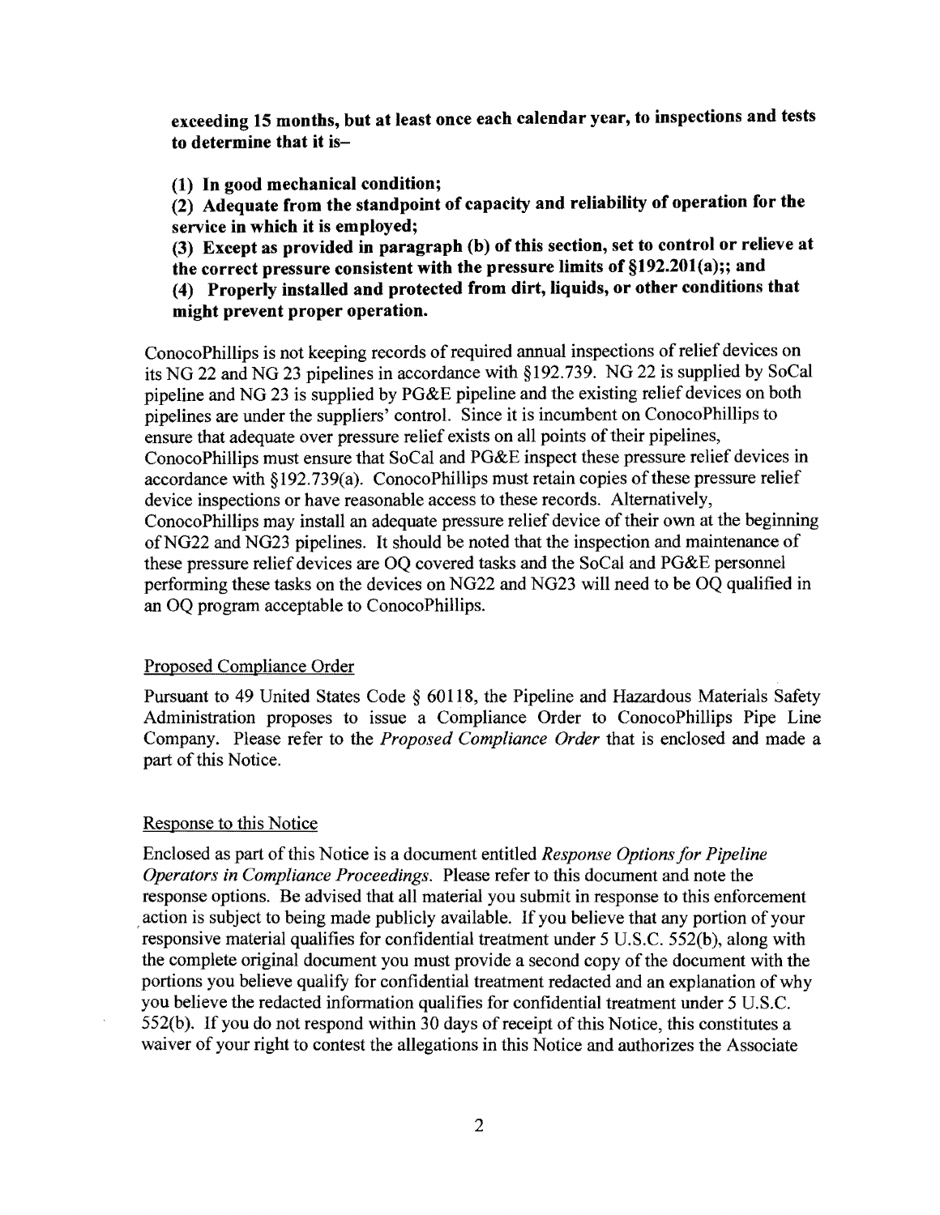**exceeding 15 months, but at least once each calendar year, to inspections and tests to determine that it is–**

**(1) In good mechanical condition;**

**(2) Adequate from the standpoint of capacity and reliability of operation for the service in which it is employed;**

**(3) Except as provided in paragraph (b) of this section, set to control or relieve at the correct pressure consistent with the pressure limits of §192.201(a);; and**

**(4) Properly installed and protected from dirt, liquids, or other conditions that might prevent proper operation.**

ConocoPhillips is not keeping records of required annual inspections of relief devices on its NG 22 and NG 23 pipelines in accordance with §192.739. NG 22 is supplied by SoCal pipeline and NG 23 is supplied by PG&E pipeline and the existing relief devices on both pipelines are under the suppliers' control. Since it is incumbent on ConocoPhillips to ensure that adequate over pressure relief exists on all points of their pipelines, ConocoPhillips must ensure that SoCal and PG&E inspect these pressure relief devices in accordance with §192.739(a). ConocoPhillips must retain copies of these pressure relief device inspections or have reasonable access to these records. Alternatively, ConocoPhillips may install an adequate pressure relief device of their own at the beginning of NG22 and NG23 pipelines. It should be noted that the inspection and maintenance of these pressure relief devices are OQ covered tasks and the SoCal and PG&E personnel performing these tasks on the devices on NG22 and NG23 will need to be OQ qualified in an OQ program acceptable to ConocoPhillips.

Proposed Compliance Order

Pursuant to 49 United States Code § 60118, the Pipeline and Hazardous Materials Safety Administration proposes to issue a Compliance Order to ConocoPhillips Pipe Line Company. Please refer to the *Proposed Compliance Order* that is enclosed and made a part of this Notice.

Response to this Notice

Enclosed as part of this Notice is a document entitled *Response Options for Pipeline Operators in Compliance Proceedings*. Please refer to this document and note the response options. Be advised that all material you submit in response to this enforcement action is subject to being made publicly available. If you believe that any portion of your responsive material qualifies for confidential treatment under 5 U.S.C. 552(b), along with the complete original document you must provide a second copy of the document with the portions you believe qualify for confidential treatment redacted and an explanation of why you believe the redacted information qualifies for confidential treatment under 5 U.S.C. 552(b). If you do not respond within 30 days of receipt of this Notice, this constitutes a waiver of your right to contest the allegations in this Notice and authorizes the Associate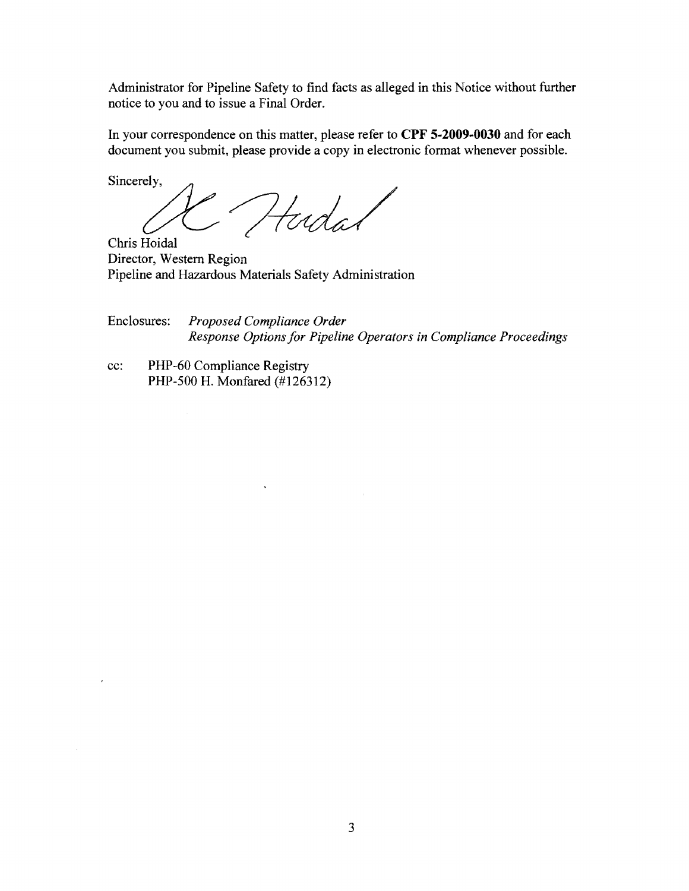Administrator for Pipeline Safety to find facts as alleged in this Notice without further notice to you and to issue a Final Order.

In your correspondence on this matter, please refer to **CPF 5-2009-0030** and for each document you submit, please provide a copy in electronic format whenever possible.

Sincerely,

Chris Hoidal
Director, Western Region
Pipeline and Hazardous Materials Safety Administration

Enclosures: *Proposed Compliance Order*
*Response Options for Pipeline Operators in Compliance Proceedings*

cc: PHP-60 Compliance Registry
PHP-500 H. Monfared (#126312)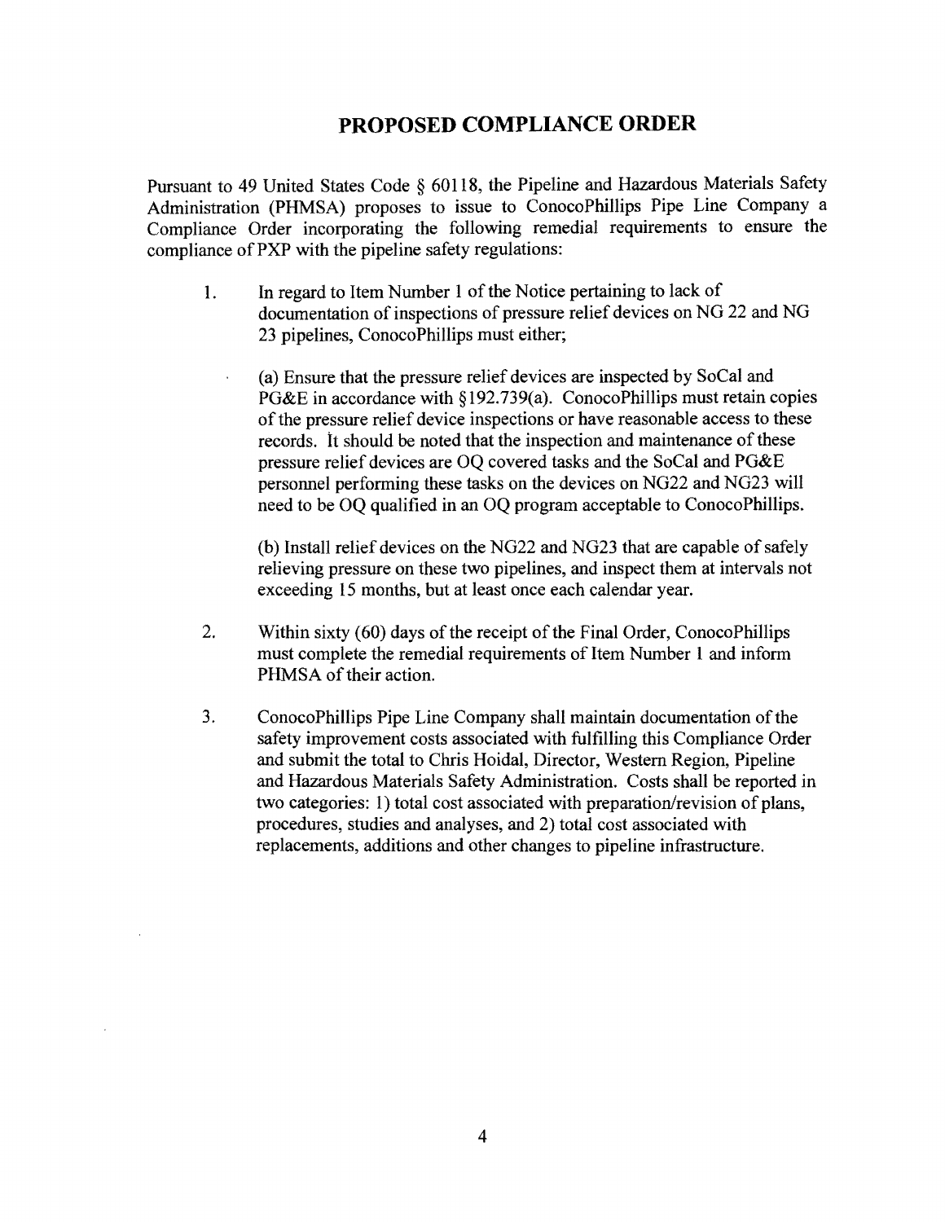# PROPOSED COMPLIANCE ORDER

Pursuant to 49 United States Code § 60118, the Pipeline and Hazardous Materials Safety Administration (PHMSA) proposes to issue to ConocoPhillips Pipe Line Company a Compliance Order incorporating the following remedial requirements to ensure the compliance of PXP with the pipeline safety regulations:

1. In regard to Item Number 1 of the Notice pertaining to lack of documentation of inspections of pressure relief devices on NG 22 and NG 23 pipelines, ConocoPhillips must either;

   (a) Ensure that the pressure relief devices are inspected by SoCal and PG&E in accordance with §192.739(a). ConocoPhillips must retain copies of the pressure relief device inspections or have reasonable access to these records. It should be noted that the inspection and maintenance of these pressure relief devices are OQ covered tasks and the SoCal and PG&E personnel performing these tasks on the devices on NG22 and NG23 will need to be OQ qualified in an OQ program acceptable to ConocoPhillips.

   (b) Install relief devices on the NG22 and NG23 that are capable of safely relieving pressure on these two pipelines, and inspect them at intervals not exceeding 15 months, but at least once each calendar year.

2. Within sixty (60) days of the receipt of the Final Order, ConocoPhillips must complete the remedial requirements of Item Number 1 and inform PHMSA of their action.

3. ConocoPhillips Pipe Line Company shall maintain documentation of the safety improvement costs associated with fulfilling this Compliance Order and submit the total to Chris Hoidal, Director, Western Region, Pipeline and Hazardous Materials Safety Administration. Costs shall be reported in two categories: 1) total cost associated with preparation/revision of plans, procedures, studies and analyses, and 2) total cost associated with replacements, additions and other changes to pipeline infrastructure.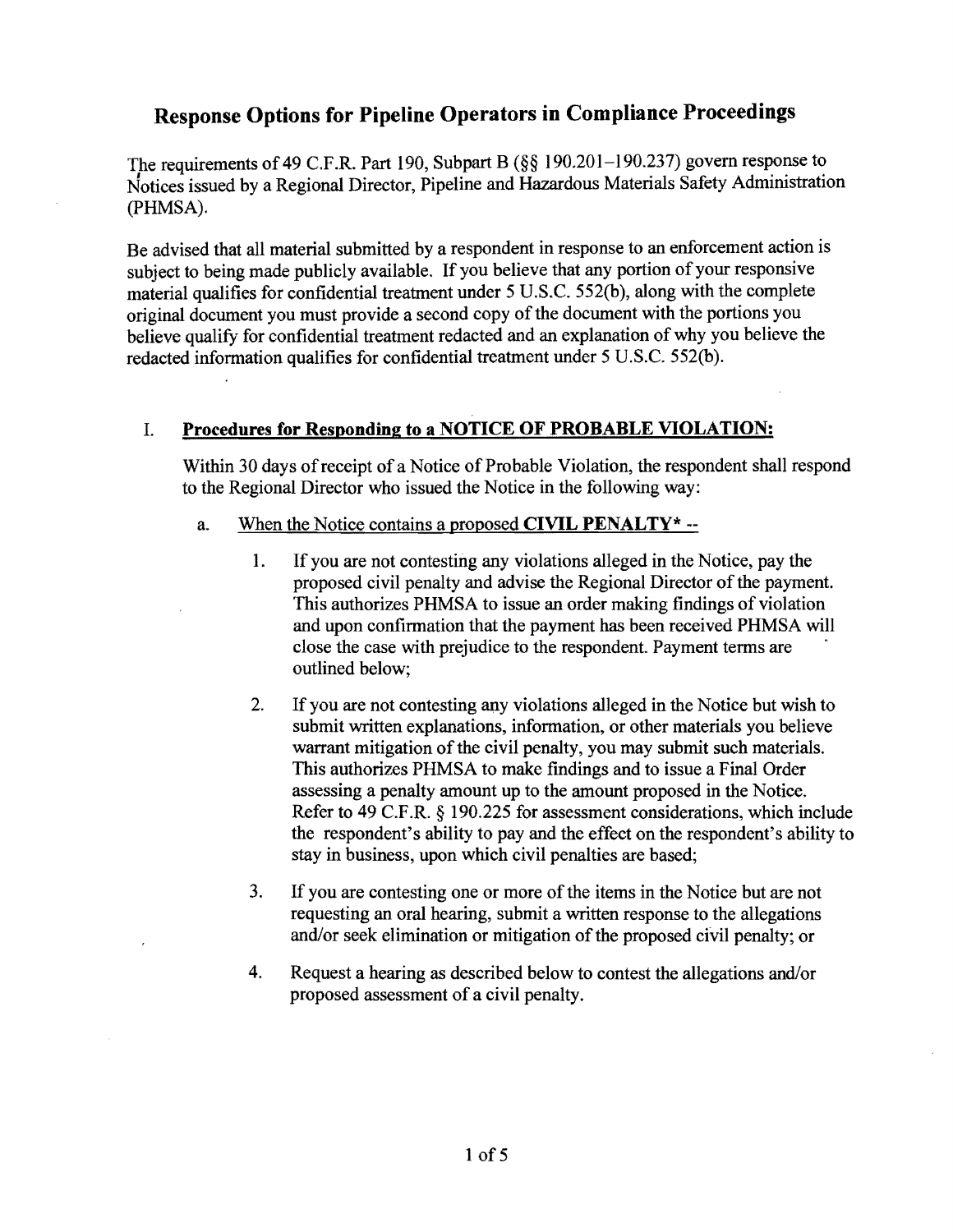# Response Options for Pipeline Operators in Compliance Proceedings

The requirements of 49 C.F.R. Part 190, Subpart B (§§ 190.201–190.237) govern response to Notices issued by a Regional Director, Pipeline and Hazardous Materials Safety Administration (PHMSA).

Be advised that all material submitted by a respondent in response to an enforcement action is subject to being made publicly available. If you believe that any portion of your responsive material qualifies for confidential treatment under 5 U.S.C. 552(b), along with the complete original document you must provide a second copy of the document with the portions you believe qualify for confidential treatment redacted and an explanation of why you believe the redacted information qualifies for confidential treatment under 5 U.S.C. 552(b).

## I. Procedures for Responding to a NOTICE OF PROBABLE VIOLATION:

Within 30 days of receipt of a Notice of Probable Violation, the respondent shall respond to the Regional Director who issued the Notice in the following way:

a. When the Notice contains a proposed **CIVIL PENALTY*** --

1. If you are not contesting any violations alleged in the Notice, pay the proposed civil penalty and advise the Regional Director of the payment. This authorizes PHMSA to issue an order making findings of violation and upon confirmation that the payment has been received PHMSA will close the case with prejudice to the respondent. Payment terms are outlined below;

2. If you are not contesting any violations alleged in the Notice but wish to submit written explanations, information, or other materials you believe warrant mitigation of the civil penalty, you may submit such materials. This authorizes PHMSA to make findings and to issue a Final Order assessing a penalty amount up to the amount proposed in the Notice. Refer to 49 C.F.R. § 190.225 for assessment considerations, which include the respondent's ability to pay and the effect on the respondent's ability to stay in business, upon which civil penalties are based;

3. If you are contesting one or more of the items in the Notice but are not requesting an oral hearing, submit a written response to the allegations and/or seek elimination or mitigation of the proposed civil penalty; or

4. Request a hearing as described below to contest the allegations and/or proposed assessment of a civil penalty.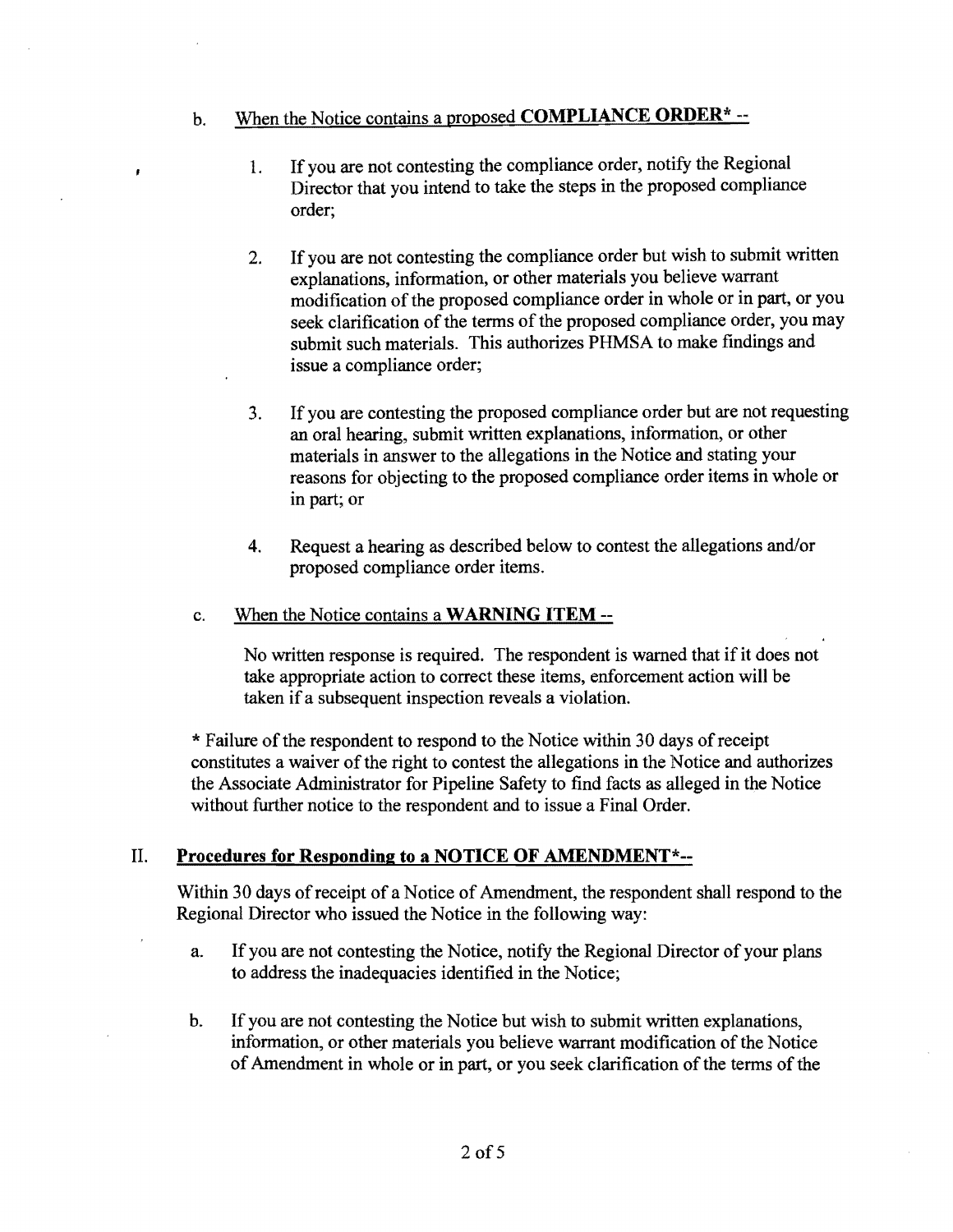b. <u>When the Notice contains a proposed **COMPLIANCE ORDER*** --</u>

1. If you are not contesting the compliance order, notify the Regional Director that you intend to take the steps in the proposed compliance order;

2. If you are not contesting the compliance order but wish to submit written explanations, information, or other materials you believe warrant modification of the proposed compliance order in whole or in part, or you seek clarification of the terms of the proposed compliance order, you may submit such materials. This authorizes PHMSA to make findings and issue a compliance order;

3. If you are contesting the proposed compliance order but are not requesting an oral hearing, submit written explanations, information, or other materials in answer to the allegations in the Notice and stating your reasons for objecting to the proposed compliance order items in whole or in part; or

4. Request a hearing as described below to contest the allegations and/or proposed compliance order items.

c. <u>When the Notice contains a **WARNING ITEM** --</u>

No written response is required. The respondent is warned that if it does not take appropriate action to correct these items, enforcement action will be taken if a subsequent inspection reveals a violation.

* Failure of the respondent to respond to the Notice within 30 days of receipt constitutes a waiver of the right to contest the allegations in the Notice and authorizes the Associate Administrator for Pipeline Safety to find facts as alleged in the Notice without further notice to the respondent and to issue a Final Order.

## II. **<u>Procedures for Responding to a NOTICE OF AMENDMENT*--</u>**

Within 30 days of receipt of a Notice of Amendment, the respondent shall respond to the Regional Director who issued the Notice in the following way:

a. If you are not contesting the Notice, notify the Regional Director of your plans to address the inadequacies identified in the Notice;

b. If you are not contesting the Notice but wish to submit written explanations, information, or other materials you believe warrant modification of the Notice of Amendment in whole or in part, or you seek clarification of the terms of the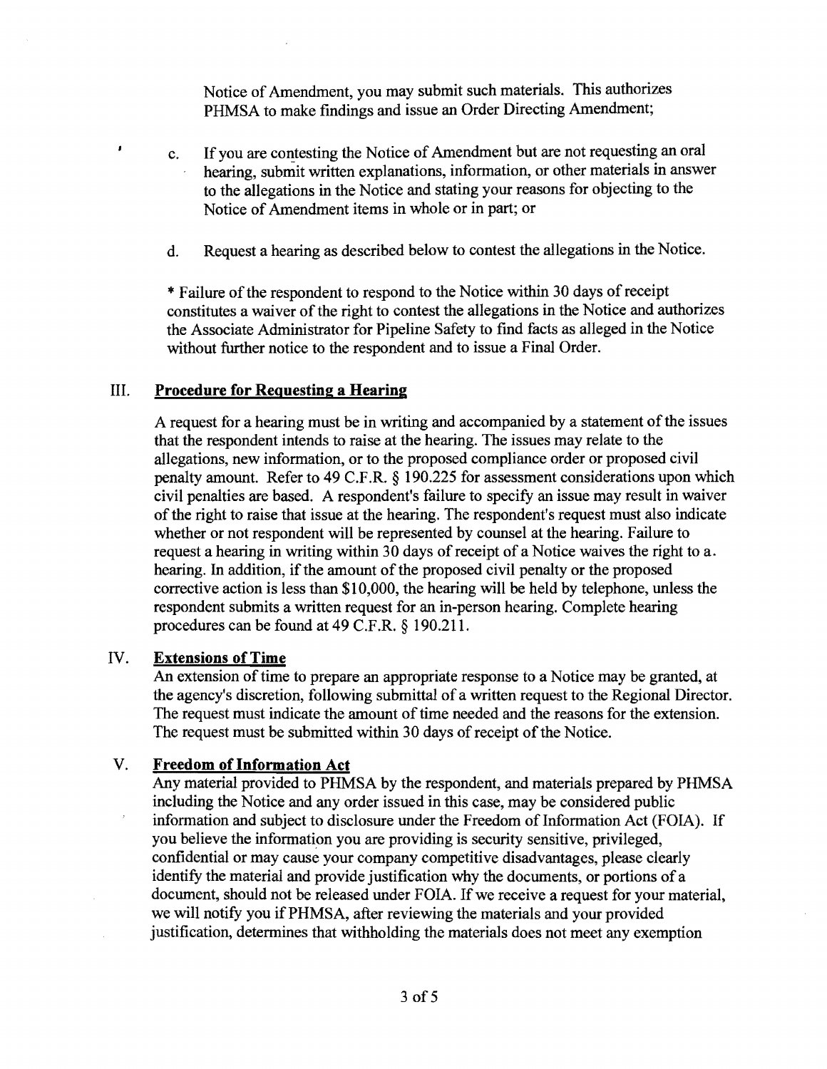Notice of Amendment, you may submit such materials. This authorizes PHMSA to make findings and issue an Order Directing Amendment;

c. If you are contesting the Notice of Amendment but are not requesting an oral hearing, submit written explanations, information, or other materials in answer to the allegations in the Notice and stating your reasons for objecting to the Notice of Amendment items in whole or in part; or

d. Request a hearing as described below to contest the allegations in the Notice.

* Failure of the respondent to respond to the Notice within 30 days of receipt constitutes a waiver of the right to contest the allegations in the Notice and authorizes the Associate Administrator for Pipeline Safety to find facts as alleged in the Notice without further notice to the respondent and to issue a Final Order.

## III. Procedure for Requesting a Hearing

A request for a hearing must be in writing and accompanied by a statement of the issues that the respondent intends to raise at the hearing. The issues may relate to the allegations, new information, or to the proposed compliance order or proposed civil penalty amount. Refer to 49 C.F.R. § 190.225 for assessment considerations upon which civil penalties are based. A respondent's failure to specify an issue may result in waiver of the right to raise that issue at the hearing. The respondent's request must also indicate whether or not respondent will be represented by counsel at the hearing. Failure to request a hearing in writing within 30 days of receipt of a Notice waives the right to a hearing. In addition, if the amount of the proposed civil penalty or the proposed corrective action is less than $10,000, the hearing will be held by telephone, unless the respondent submits a written request for an in-person hearing. Complete hearing procedures can be found at 49 C.F.R. § 190.211.

## IV. Extensions of Time

An extension of time to prepare an appropriate response to a Notice may be granted, at the agency's discretion, following submittal of a written request to the Regional Director. The request must indicate the amount of time needed and the reasons for the extension. The request must be submitted within 30 days of receipt of the Notice.

## V. Freedom of Information Act

Any material provided to PHMSA by the respondent, and materials prepared by PHMSA including the Notice and any order issued in this case, may be considered public information and subject to disclosure under the Freedom of Information Act (FOIA). If you believe the information you are providing is security sensitive, privileged, confidential or may cause your company competitive disadvantages, please clearly identify the material and provide justification why the documents, or portions of a document, should not be released under FOIA. If we receive a request for your material, we will notify you if PHMSA, after reviewing the materials and your provided justification, determines that withholding the materials does not meet any exemption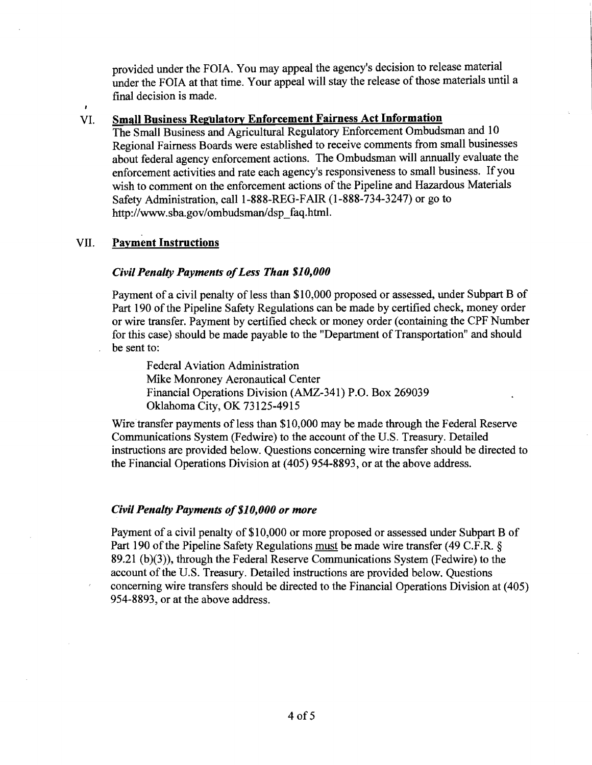provided under the FOIA. You may appeal the agency's decision to release material under the FOIA at that time. Your appeal will stay the release of those materials until a final decision is made.

## VI. Small Business Regulatory Enforcement Fairness Act Information

The Small Business and Agricultural Regulatory Enforcement Ombudsman and 10 Regional Fairness Boards were established to receive comments from small businesses about federal agency enforcement actions. The Ombudsman will annually evaluate the enforcement activities and rate each agency's responsiveness to small business. If you wish to comment on the enforcement actions of the Pipeline and Hazardous Materials Safety Administration, call 1-888-REG-FAIR (1-888-734-3247) or go to http://www.sba.gov/ombudsman/dsp_faq.html.

## VII. Payment Instructions

### *Civil Penalty Payments of Less Than $10,000*

Payment of a civil penalty of less than $10,000 proposed or assessed, under Subpart B of Part 190 of the Pipeline Safety Regulations can be made by certified check, money order or wire transfer. Payment by certified check or money order (containing the CPF Number for this case) should be made payable to the "Department of Transportation" and should be sent to:

Federal Aviation Administration
Mike Monroney Aeronautical Center
Financial Operations Division (AMZ-341) P.O. Box 269039
Oklahoma City, OK 73125-4915

Wire transfer payments of less than $10,000 may be made through the Federal Reserve Communications System (Fedwire) to the account of the U.S. Treasury. Detailed instructions are provided below. Questions concerning wire transfer should be directed to the Financial Operations Division at (405) 954-8893, or at the above address.

### *Civil Penalty Payments of $10,000 or more*

Payment of a civil penalty of $10,000 or more proposed or assessed under Subpart B of Part 190 of the Pipeline Safety Regulations must be made wire transfer (49 C.F.R. § 89.21 (b)(3)), through the Federal Reserve Communications System (Fedwire) to the account of the U.S. Treasury. Detailed instructions are provided below. Questions concerning wire transfers should be directed to the Financial Operations Division at (405) 954-8893, or at the above address.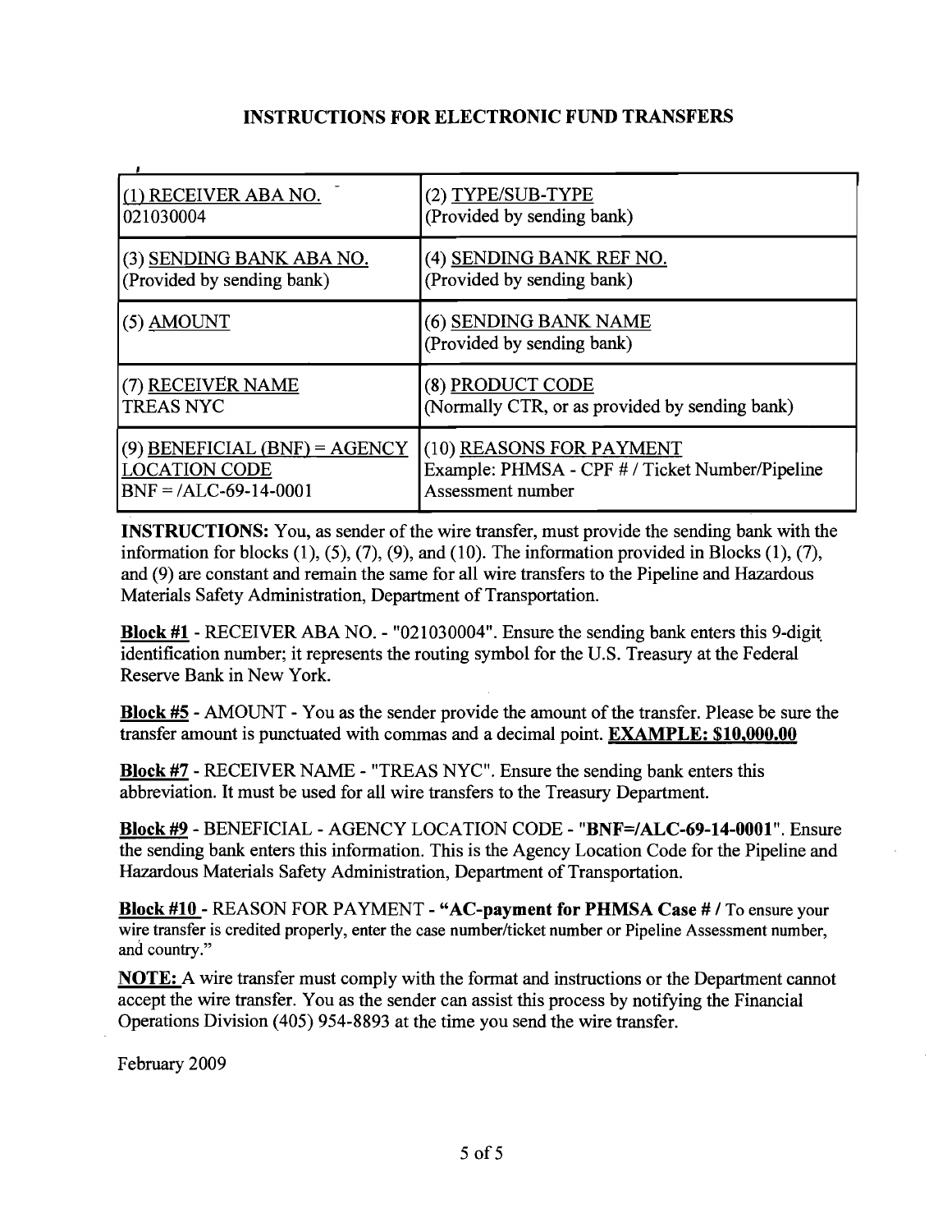## INSTRUCTIONS FOR ELECTRONIC FUND TRANSFERS

| | |
|---|---|
| (1) RECEIVER ABA NO.<br>021030004 | (2) TYPE/SUB-TYPE<br>(Provided by sending bank) |
| (3) SENDING BANK ABA NO.<br>(Provided by sending bank) | (4) SENDING BANK REF NO.<br>(Provided by sending bank) |
| (5) AMOUNT | (6) SENDING BANK NAME<br>(Provided by sending bank) |
| (7) RECEIVER NAME<br>TREAS NYC | (8) PRODUCT CODE<br>(Normally CTR, or as provided by sending bank) |
| (9) BENEFICIAL (BNF) = AGENCY LOCATION CODE<br>BNF = /ALC-69-14-0001 | (10) REASONS FOR PAYMENT<br>Example: PHMSA - CPF # / Ticket Number/Pipeline Assessment number |

**INSTRUCTIONS:** You, as sender of the wire transfer, must provide the sending bank with the information for blocks (1), (5), (7), (9), and (10). The information provided in Blocks (1), (7), and (9) are constant and remain the same for all wire transfers to the Pipeline and Hazardous Materials Safety Administration, Department of Transportation.

**Block #1** - RECEIVER ABA NO. - "021030004". Ensure the sending bank enters this 9-digit identification number; it represents the routing symbol for the U.S. Treasury at the Federal Reserve Bank in New York.

**Block #5** - AMOUNT - You as the sender provide the amount of the transfer. Please be sure the transfer amount is punctuated with commas and a decimal point. **EXAMPLE: $10,000.00**

**Block #7** - RECEIVER NAME - "TREAS NYC". Ensure the sending bank enters this abbreviation. It must be used for all wire transfers to the Treasury Department.

**Block #9** - BENEFICIAL - AGENCY LOCATION CODE - "**BNF=/ALC-69-14-0001**". Ensure the sending bank enters this information. This is the Agency Location Code for the Pipeline and Hazardous Materials Safety Administration, Department of Transportation.

**Block #10** - REASON FOR PAYMENT - **"AC-payment for PHMSA Case # /** To ensure your wire transfer is credited properly, enter the case number/ticket number or Pipeline Assessment number, and country."

**NOTE:** A wire transfer must comply with the format and instructions or the Department cannot accept the wire transfer. You as the sender can assist this process by notifying the Financial Operations Division (405) 954-8893 at the time you send the wire transfer.

February 2009